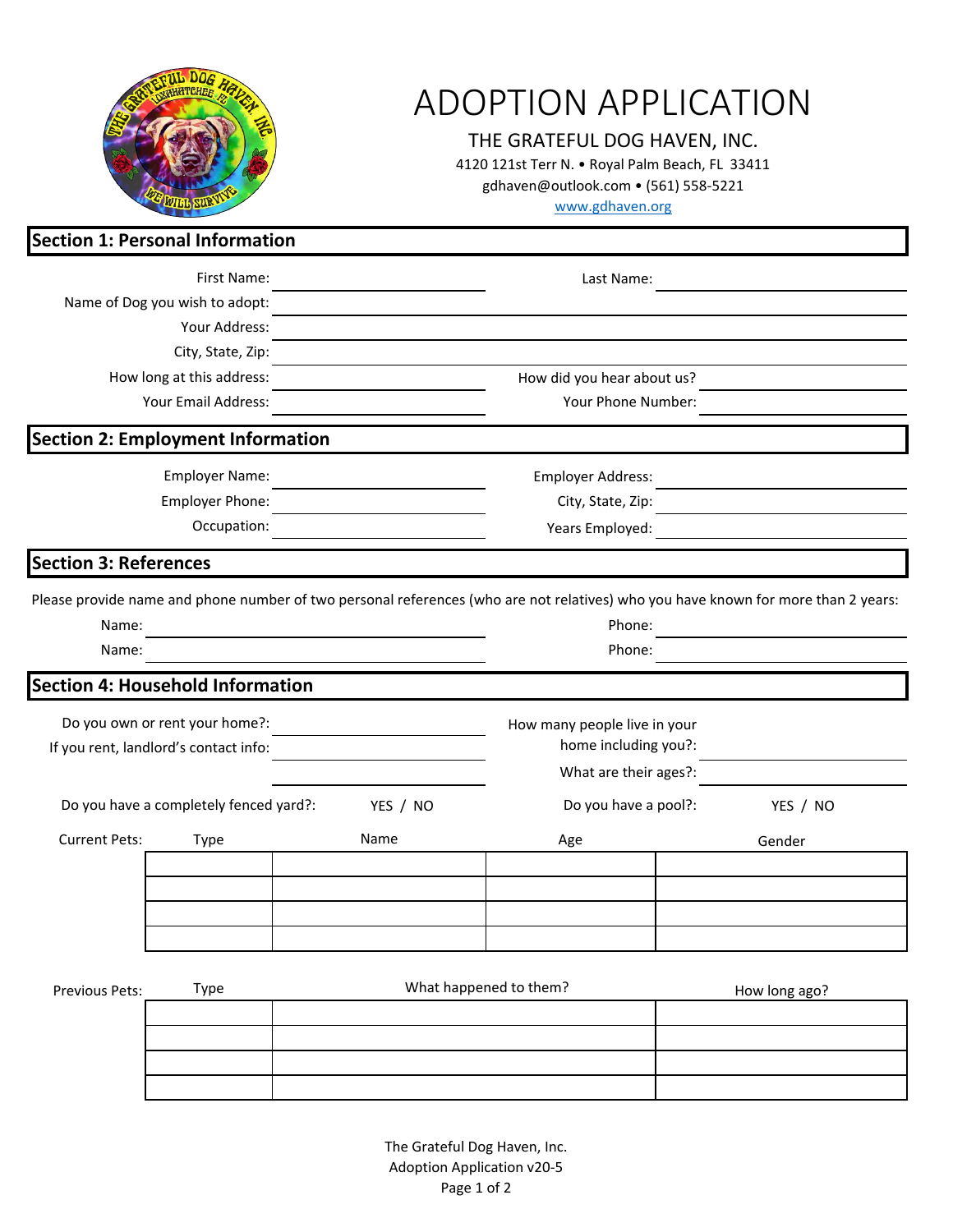# ADOPTION APPLICATION

THE GRATEFUL DOG HAVEN, INC.

4120 121st Terr N. • Royal Palm Beach, FL 33411

gdhaven@outlook.com • (561) 558-5221

www.gdhaven.org

## Section 1: Personal Information

First Name: ______________________ Last Name: ______________________

Name of Dog you wish to adopt: ______________________

Your Address: ______________________

City, State, Zip: ______________________

How long at this address: ______________________ How did you hear about us? ______________________

Your Email Address: ______________________ Your Phone Number: ______________________

## Section 2: Employment Information

Employer Name: ______________________ Employer Address: ______________________

Employer Phone: ______________________ City, State, Zip: ______________________

Occupation: ______________________ Years Employed: ______________________

## Section 3: References

Please provide name and phone number of two personal references (who are not relatives) who you have known for more than 2 years:

Name: ______________________ Phone: ______________________

Name: ______________________ Phone: ______________________

## Section 4: Household Information

Do you own or rent your home?: ______________________

If you rent, landlord's contact info: ______________________

______________________

How many people live in your home including you?: ______________________

What are their ages?: ______________________

Do you have a completely fenced yard?: YES / NO

Do you have a pool?: YES / NO

Current Pets:

| Type | Name | Age | Gender |
|---|---|---|---|
| | | | |
| | | | |
| | | | |
| | | | |

Previous Pets:

| Type | What happened to them? | How long ago? |
|---|---|---|
| | | |
| | | |
| | | |
| | | |

The Grateful Dog Haven, Inc.
Adoption Application v20-5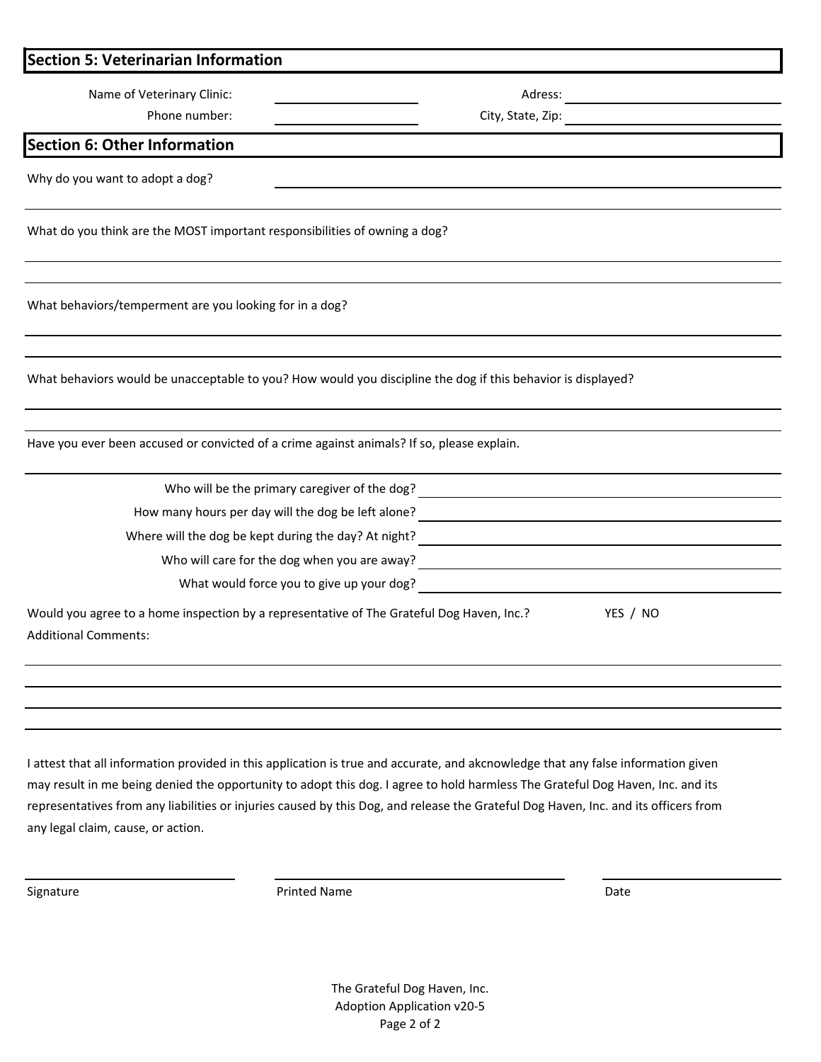## Section 5: Veterinarian Information

Name of Veterinary Clinic: \_\_\_\_\_\_\_\_\_\_\_\_ Adress: \_\_\_\_\_\_\_\_\_\_\_\_

Phone number: \_\_\_\_\_\_\_\_\_\_\_\_ City, State, Zip: \_\_\_\_\_\_\_\_\_\_\_\_

## Section 6: Other Information

Why do you want to adopt a dog?

What do you think are the MOST important responsibilities of owning a dog?

What behaviors/temperment are you looking for in a dog?

What behaviors would be unacceptable to you? How would you discipline the dog if this behavior is displayed?

Have you ever been accused or convicted of a crime against animals? If so, please explain.

Who will be the primary caregiver of the dog?

How many hours per day will the dog be left alone?

Where will the dog be kept during the day? At night?

Who will care for the dog when you are away?

What would force you to give up your dog?

Would you agree to a home inspection by a representative of The Grateful Dog Haven, Inc.? YES / NO

Additional Comments:

I attest that all information provided in this application is true and accurate, and akcnowledge that any false information given may result in me being denied the opportunity to adopt this dog. I agree to hold harmless The Grateful Dog Haven, Inc. and its representatives from any liabilities or injuries caused by this Dog, and release the Grateful Dog Haven, Inc. and its officers from any legal claim, cause, or action.

Signature Printed Name Date

The Grateful Dog Haven, Inc.
Adoption Application v20-5